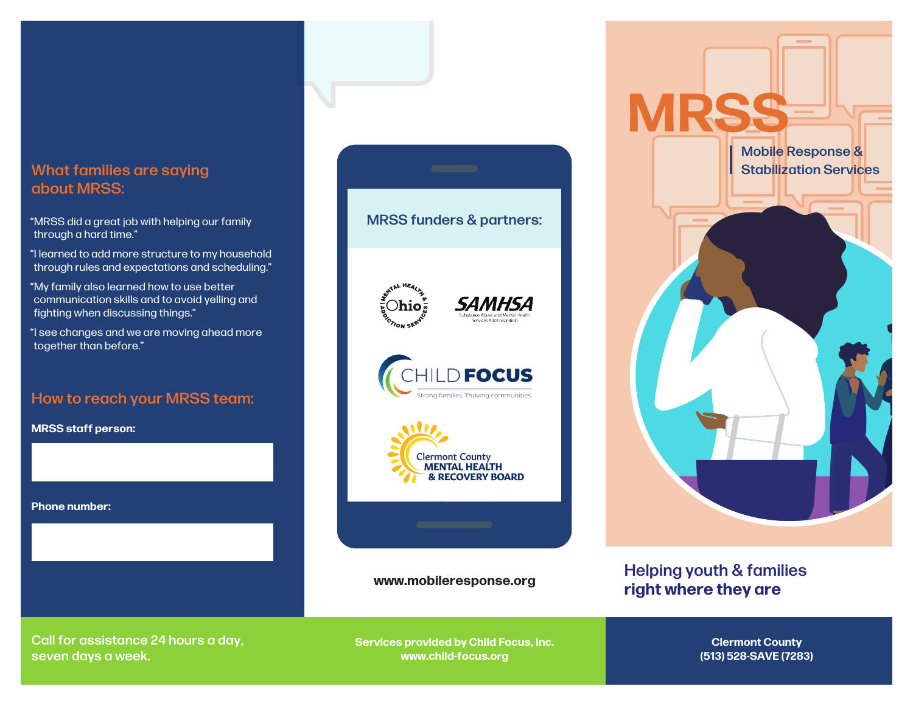## What families are saying about MRSS:

"MRSS did a great job with helping our family through a hard time."

"I learned to add more structure to my household through rules and expectations and scheduling."

"My family also learned how to use better communication skills and to avoid yelling and fighting when discussing things."

"I see changes and we are moving ahead more together than before."

## How to reach your MRSS team:

**MRSS staff person:**

**Phone number:**

Call for assistance 24 hours a day, seven days a week.

### MRSS funders & partners:

Ohio Mental Health & Addiction Services

SAMHSA Substance Abuse and Mental Health Services Administration

CHILD FOCUS Strong families. Thriving communities.

Clermont County MENTAL HEALTH & RECOVERY BOARD

www.mobileresponse.org

Services provided by Child Focus, Inc.
www.child-focus.org

# MRSS

Mobile Response & Stabilization Services

## Helping youth & families right where they are

Clermont County
(513) 528-SAVE (7283)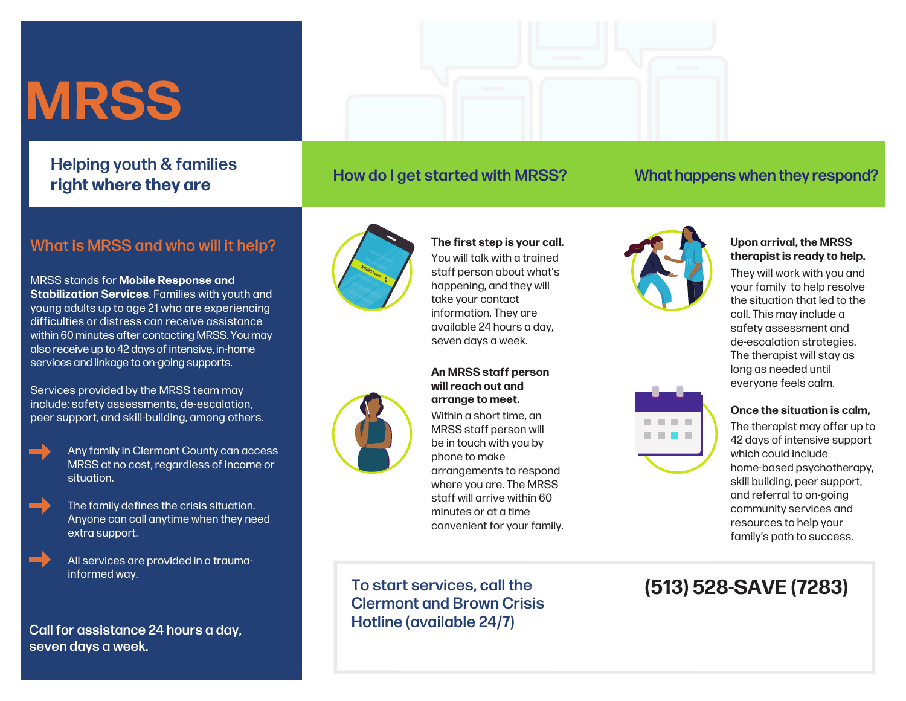# MRSS

## Helping youth & families right where they are

### What is MRSS and who will it help?

MRSS stands for **Mobile Response and Stabilization Services**. Families with youth and young adults up to age 21 who are experiencing difficulties or distress can receive assistance within 60 minutes after contacting MRSS. You may also receive up to 42 days of intensive, in-home services and linkage to on-going supports.

Services provided by the MRSS team may include: safety assessments, de-escalation, peer support, and skill-building, among others.

- Any family in Clermont County can access MRSS at no cost, regardless of income or situation.
- The family defines the crisis situation. Anyone can call anytime when they need extra support.
- All services are provided in a trauma-informed way.

Call for assistance 24 hours a day, seven days a week.

## How do I get started with MRSS?

**The first step is your call.**

You will talk with a trained staff person about what's happening, and they will take your contact information. They are available 24 hours a day, seven days a week.

**An MRSS staff person will reach out and arrange to meet.**

Within a short time, an MRSS staff person will be in touch with you by phone to make arrangements to respond where you are. The MRSS staff will arrive within 60 minutes or at a time convenient for your family.

## What happens when they respond?

**Upon arrival, the MRSS therapist is ready to help.**

They will work with you and your family to help resolve the situation that led to the call. This may include a safety assessment and de-escalation strategies. The therapist will stay as long as needed until everyone feels calm.

**Once the situation is calm,**

The therapist may offer up to 42 days of intensive support which could include home-based psychotherapy, skill building, peer support, and referral to on-going community services and resources to help your family's path to success.

To start services, call the Clermont and Brown Crisis Hotline (available 24/7)

**(513) 528-SAVE (7283)**